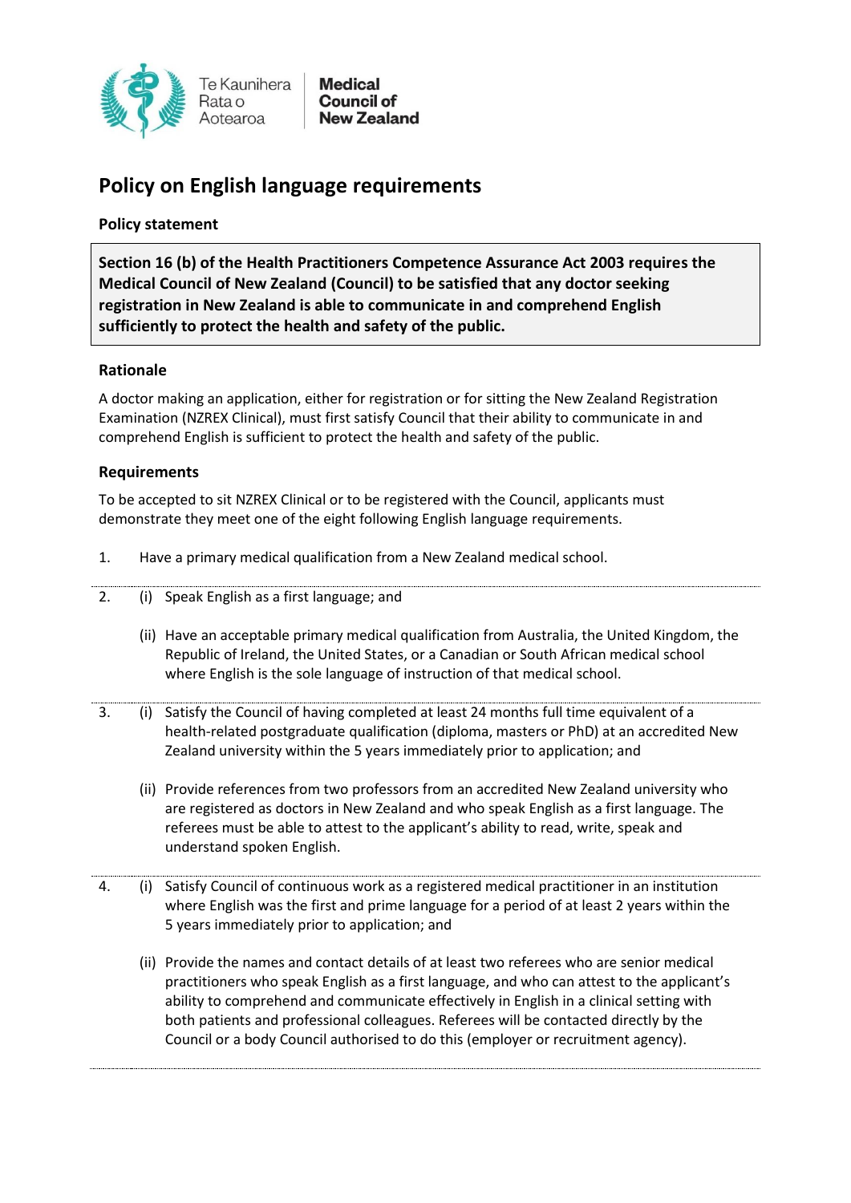Te Kaunihera Rata o Aotearoa | **Medical Council of New Zealand**

# Policy on English language requirements

**Policy statement**

> **Section 16 (b) of the Health Practitioners Competence Assurance Act 2003 requires the Medical Council of New Zealand (Council) to be satisfied that any doctor seeking registration in New Zealand is able to communicate in and comprehend English sufficiently to protect the health and safety of the public.**

## Rationale

A doctor making an application, either for registration or for sitting the New Zealand Registration Examination (NZREX Clinical), must first satisfy Council that their ability to communicate in and comprehend English is sufficient to protect the health and safety of the public.

## Requirements

To be accepted to sit NZREX Clinical or to be registered with the Council, applicants must demonstrate they meet one of the eight following English language requirements.

1. Have a primary medical qualification from a New Zealand medical school.

2. (i) Speak English as a first language; and

   (ii) Have an acceptable primary medical qualification from Australia, the United Kingdom, the Republic of Ireland, the United States, or a Canadian or South African medical school where English is the sole language of instruction of that medical school.

3. (i) Satisfy the Council of having completed at least 24 months full time equivalent of a health-related postgraduate qualification (diploma, masters or PhD) at an accredited New Zealand university within the 5 years immediately prior to application; and

   (ii) Provide references from two professors from an accredited New Zealand university who are registered as doctors in New Zealand and who speak English as a first language. The referees must be able to attest to the applicant's ability to read, write, speak and understand spoken English.

4. (i) Satisfy Council of continuous work as a registered medical practitioner in an institution where English was the first and prime language for a period of at least 2 years within the 5 years immediately prior to application; and

   (ii) Provide the names and contact details of at least two referees who are senior medical practitioners who speak English as a first language, and who can attest to the applicant's ability to comprehend and communicate effectively in English in a clinical setting with both patients and professional colleagues. Referees will be contacted directly by the Council or a body Council authorised to do this (employer or recruitment agency).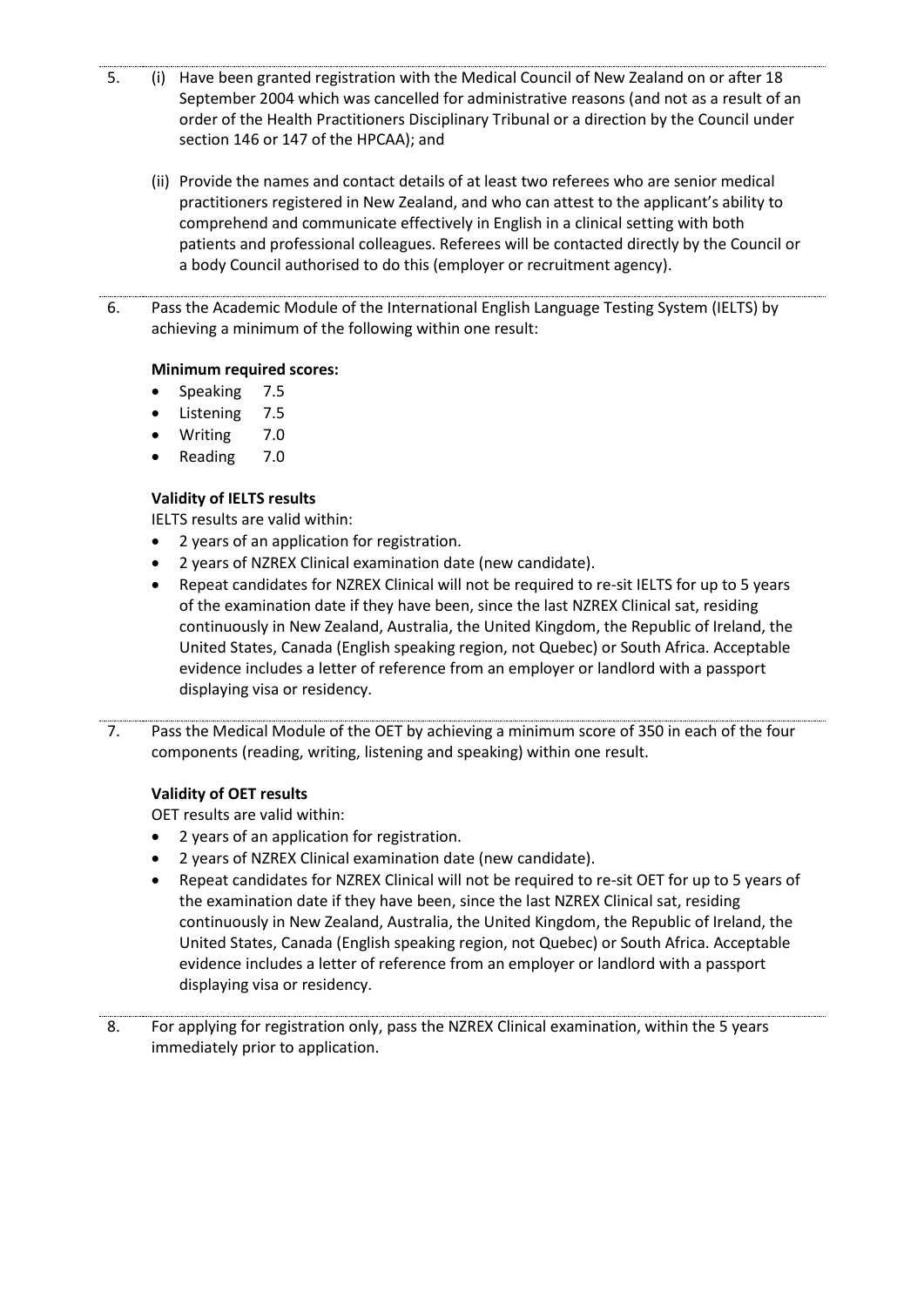5. (i) Have been granted registration with the Medical Council of New Zealand on or after 18 September 2004 which was cancelled for administrative reasons (and not as a result of an order of the Health Practitioners Disciplinary Tribunal or a direction by the Council under section 146 or 147 of the HPCAA); and

   (ii) Provide the names and contact details of at least two referees who are senior medical practitioners registered in New Zealand, and who can attest to the applicant's ability to comprehend and communicate effectively in English in a clinical setting with both patients and professional colleagues. Referees will be contacted directly by the Council or a body Council authorised to do this (employer or recruitment agency).

6. Pass the Academic Module of the International English Language Testing System (IELTS) by achieving a minimum of the following within one result:

   **Minimum required scores:**
   - Speaking 7.5
   - Listening 7.5
   - Writing 7.0
   - Reading 7.0

   **Validity of IELTS results**

   IELTS results are valid within:
   - 2 years of an application for registration.
   - 2 years of NZREX Clinical examination date (new candidate).
   - Repeat candidates for NZREX Clinical will not be required to re-sit IELTS for up to 5 years of the examination date if they have been, since the last NZREX Clinical sat, residing continuously in New Zealand, Australia, the United Kingdom, the Republic of Ireland, the United States, Canada (English speaking region, not Quebec) or South Africa. Acceptable evidence includes a letter of reference from an employer or landlord with a passport displaying visa or residency.

7. Pass the Medical Module of the OET by achieving a minimum score of 350 in each of the four components (reading, writing, listening and speaking) within one result.

   **Validity of OET results**

   OET results are valid within:
   - 2 years of an application for registration.
   - 2 years of NZREX Clinical examination date (new candidate).
   - Repeat candidates for NZREX Clinical will not be required to re-sit OET for up to 5 years of the examination date if they have been, since the last NZREX Clinical sat, residing continuously in New Zealand, Australia, the United Kingdom, the Republic of Ireland, the United States, Canada (English speaking region, not Quebec) or South Africa. Acceptable evidence includes a letter of reference from an employer or landlord with a passport displaying visa or residency.

8. For applying for registration only, pass the NZREX Clinical examination, within the 5 years immediately prior to application.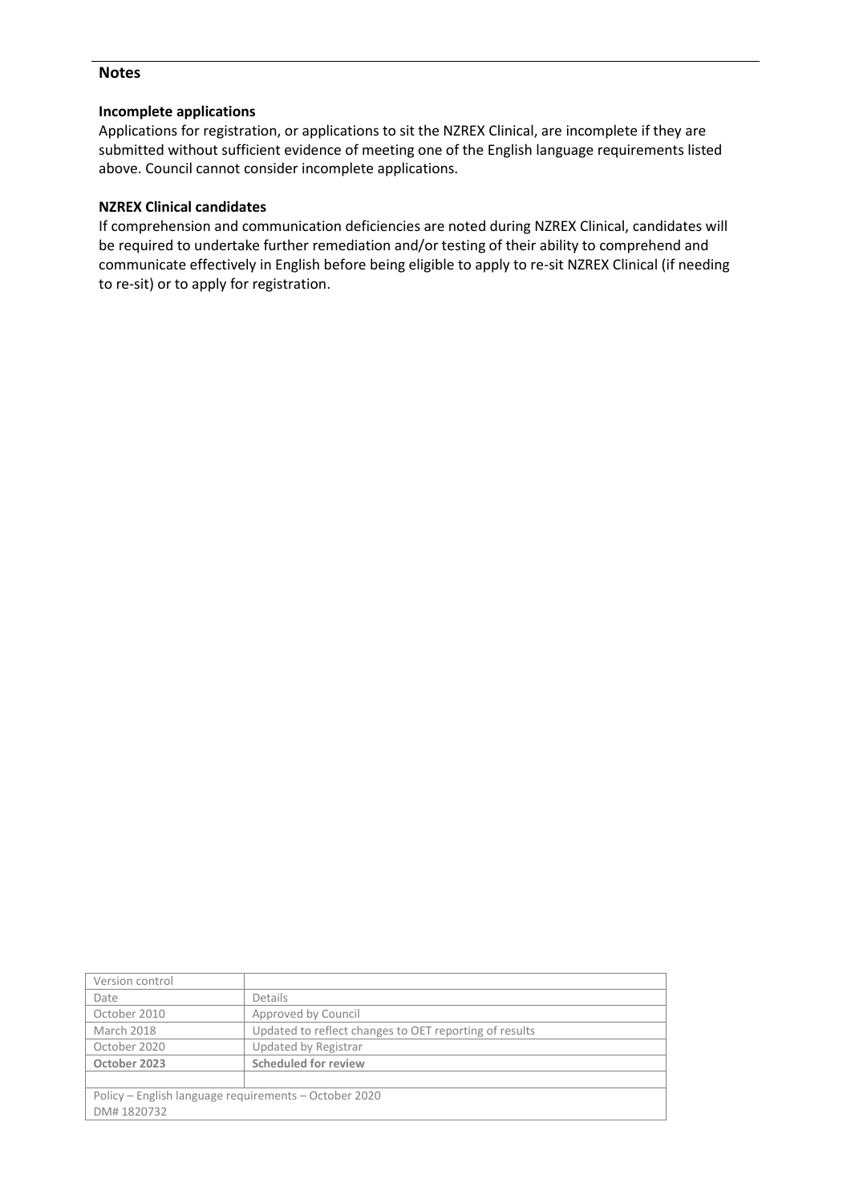## Notes

### Incomplete applications

Applications for registration, or applications to sit the NZREX Clinical, are incomplete if they are submitted without sufficient evidence of meeting one of the English language requirements listed above. Council cannot consider incomplete applications.

### NZREX Clinical candidates

If comprehension and communication deficiencies are noted during NZREX Clinical, candidates will be required to undertake further remediation and/or testing of their ability to comprehend and communicate effectively in English before being eligible to apply to re-sit NZREX Clinical (if needing to re-sit) or to apply for registration.

| Version control | |
|---|---|
| Date | Details |
| October 2010 | Approved by Council |
| March 2018 | Updated to reflect changes to OET reporting of results |
| October 2020 | Updated by Registrar |
| **October 2023** | **Scheduled for review** |
| | |
| Policy – English language requirements – October 2020<br>DM# 1820732 | |